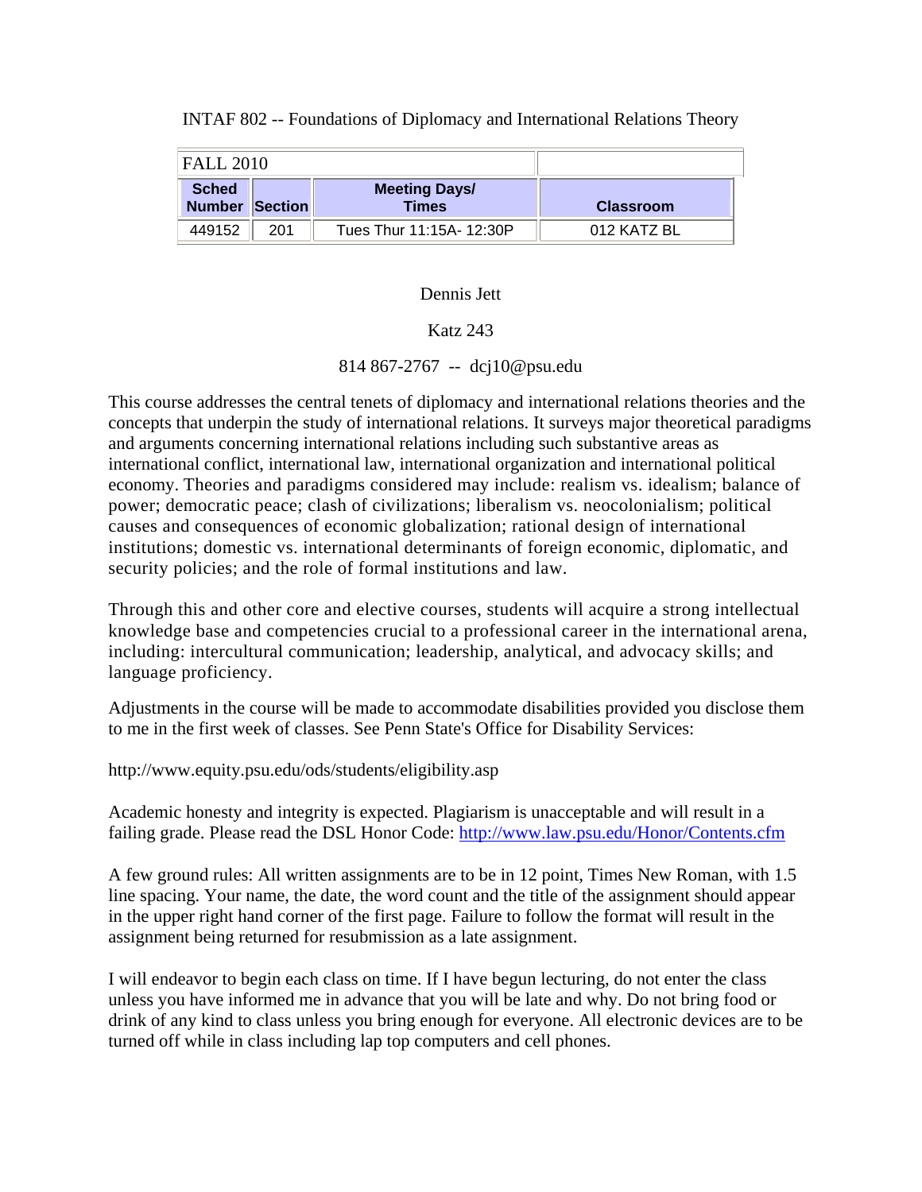# INTAF 802 -- Foundations of Diplomacy and International Relations Theory

| FALL 2010 | | | |
|---|---|---|---|
| **Sched Number** | **Section** | **Meeting Days/ Times** | **Classroom** |
| 449152 | 201 | Tues Thur 11:15A- 12:30P | 012 KATZ BL |

Dennis Jett

Katz 243

814 867-2767 -- dcj10@psu.edu

This course addresses the central tenets of diplomacy and international relations theories and the concepts that underpin the study of international relations. It surveys major theoretical paradigms and arguments concerning international relations including such substantive areas as international conflict, international law, international organization and international political economy. Theories and paradigms considered may include: realism vs. idealism; balance of power; democratic peace; clash of civilizations; liberalism vs. neocolonialism; political causes and consequences of economic globalization; rational design of international institutions; domestic vs. international determinants of foreign economic, diplomatic, and security policies; and the role of formal institutions and law.

Through this and other core and elective courses, students will acquire a strong intellectual knowledge base and competencies crucial to a professional career in the international arena, including: intercultural communication; leadership, analytical, and advocacy skills; and language proficiency.

Adjustments in the course will be made to accommodate disabilities provided you disclose them to me in the first week of classes. See Penn State's Office for Disability Services:

http://www.equity.psu.edu/ods/students/eligibility.asp

Academic honesty and integrity is expected. Plagiarism is unacceptable and will result in a failing grade. Please read the DSL Honor Code: http://www.law.psu.edu/Honor/Contents.cfm

A few ground rules: All written assignments are to be in 12 point, Times New Roman, with 1.5 line spacing. Your name, the date, the word count and the title of the assignment should appear in the upper right hand corner of the first page. Failure to follow the format will result in the assignment being returned for resubmission as a late assignment.

I will endeavor to begin each class on time. If I have begun lecturing, do not enter the class unless you have informed me in advance that you will be late and why. Do not bring food or drink of any kind to class unless you bring enough for everyone. All electronic devices are to be turned off while in class including lap top computers and cell phones.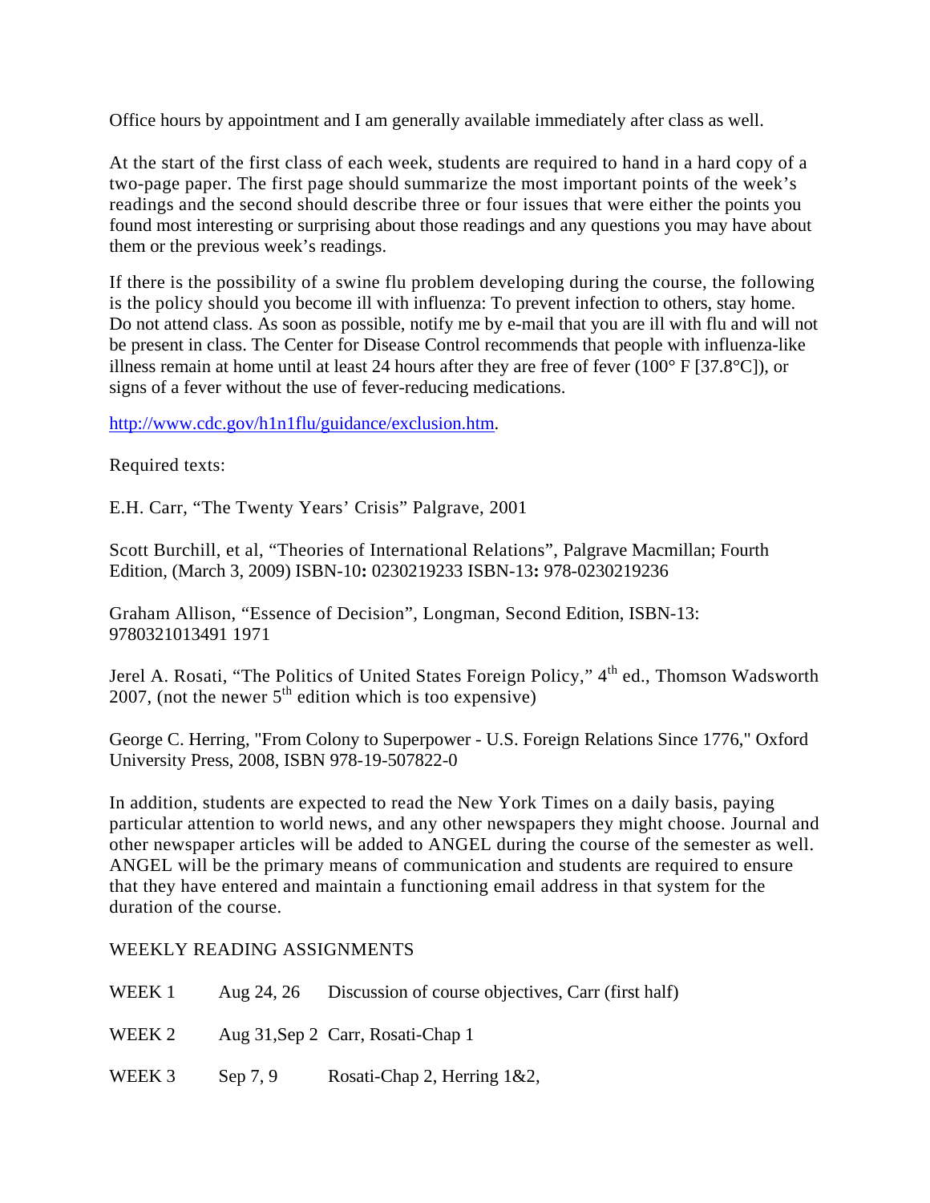Office hours by appointment and I am generally available immediately after class as well.

At the start of the first class of each week, students are required to hand in a hard copy of a two-page paper. The first page should summarize the most important points of the week's readings and the second should describe three or four issues that were either the points you found most interesting or surprising about those readings and any questions you may have about them or the previous week's readings.

If there is the possibility of a swine flu problem developing during the course, the following is the policy should you become ill with influenza: To prevent infection to others, stay home. Do not attend class. As soon as possible, notify me by e-mail that you are ill with flu and will not be present in class. The Center for Disease Control recommends that people with influenza-like illness remain at home until at least 24 hours after they are free of fever (100° F [37.8°C]), or signs of a fever without the use of fever-reducing medications.

http://www.cdc.gov/h1n1flu/guidance/exclusion.htm.

Required texts:

E.H. Carr, "The Twenty Years' Crisis" Palgrave, 2001

Scott Burchill, et al, "Theories of International Relations", Palgrave Macmillan; Fourth Edition, (March 3, 2009) ISBN-10**:** 0230219233 ISBN-13**:** 978-0230219236

Graham Allison, "Essence of Decision", Longman, Second Edition, ISBN-13: 9780321013491 1971

Jerel A. Rosati, "The Politics of United States Foreign Policy," 4th ed., Thomson Wadsworth 2007, (not the newer 5th edition which is too expensive)

George C. Herring, "From Colony to Superpower - U.S. Foreign Relations Since 1776," Oxford University Press, 2008, ISBN 978-19-507822-0

In addition, students are expected to read the New York Times on a daily basis, paying particular attention to world news, and any other newspapers they might choose. Journal and other newspaper articles will be added to ANGEL during the course of the semester as well. ANGEL will be the primary means of communication and students are required to ensure that they have entered and maintain a functioning email address in that system for the duration of the course.

WEEKLY READING ASSIGNMENTS

| | | |
|---|---|---|
| WEEK 1 | Aug 24, 26 | Discussion of course objectives, Carr (first half) |
| WEEK 2 | Aug 31,Sep 2 | Carr, Rosati-Chap 1 |
| WEEK 3 | Sep 7, 9 | Rosati-Chap 2, Herring 1&2, |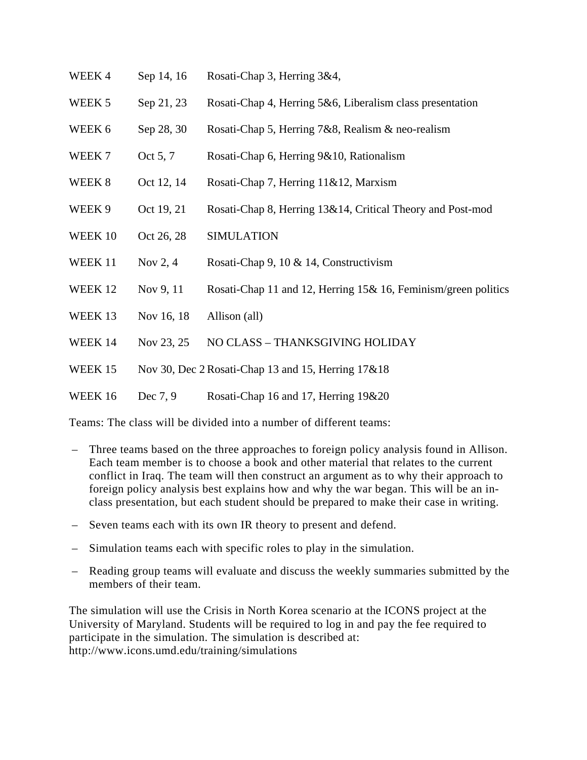| | | |
|---|---|---|
| WEEK 4 | Sep 14, 16 | Rosati-Chap 3, Herring 3&4, |
| WEEK 5 | Sep 21, 23 | Rosati-Chap 4, Herring 5&6, Liberalism class presentation |
| WEEK 6 | Sep 28, 30 | Rosati-Chap 5, Herring 7&8, Realism & neo-realism |
| WEEK 7 | Oct 5, 7 | Rosati-Chap 6, Herring 9&10, Rationalism |
| WEEK 8 | Oct 12, 14 | Rosati-Chap 7, Herring 11&12, Marxism |
| WEEK 9 | Oct 19, 21 | Rosati-Chap 8, Herring 13&14, Critical Theory and Post-mod |
| WEEK 10 | Oct 26, 28 | SIMULATION |
| WEEK 11 | Nov 2, 4 | Rosati-Chap 9, 10 & 14, Constructivism |
| WEEK 12 | Nov 9, 11 | Rosati-Chap 11 and 12, Herring 15& 16, Feminism/green politics |
| WEEK 13 | Nov 16, 18 | Allison (all) |
| WEEK 14 | Nov 23, 25 | NO CLASS – THANKSGIVING HOLIDAY |
| WEEK 15 | Nov 30, Dec 2 | Rosati-Chap 13 and 15, Herring 17&18 |
| WEEK 16 | Dec 7, 9 | Rosati-Chap 16 and 17, Herring 19&20 |

Teams: The class will be divided into a number of different teams:

- Three teams based on the three approaches to foreign policy analysis found in Allison. Each team member is to choose a book and other material that relates to the current conflict in Iraq. The team will then construct an argument as to why their approach to foreign policy analysis best explains how and why the war began. This will be an in-class presentation, but each student should be prepared to make their case in writing.
- Seven teams each with its own IR theory to present and defend.
- Simulation teams each with specific roles to play in the simulation.
- Reading group teams will evaluate and discuss the weekly summaries submitted by the members of their team.

The simulation will use the Crisis in North Korea scenario at the ICONS project at the University of Maryland. Students will be required to log in and pay the fee required to participate in the simulation. The simulation is described at: http://www.icons.umd.edu/training/simulations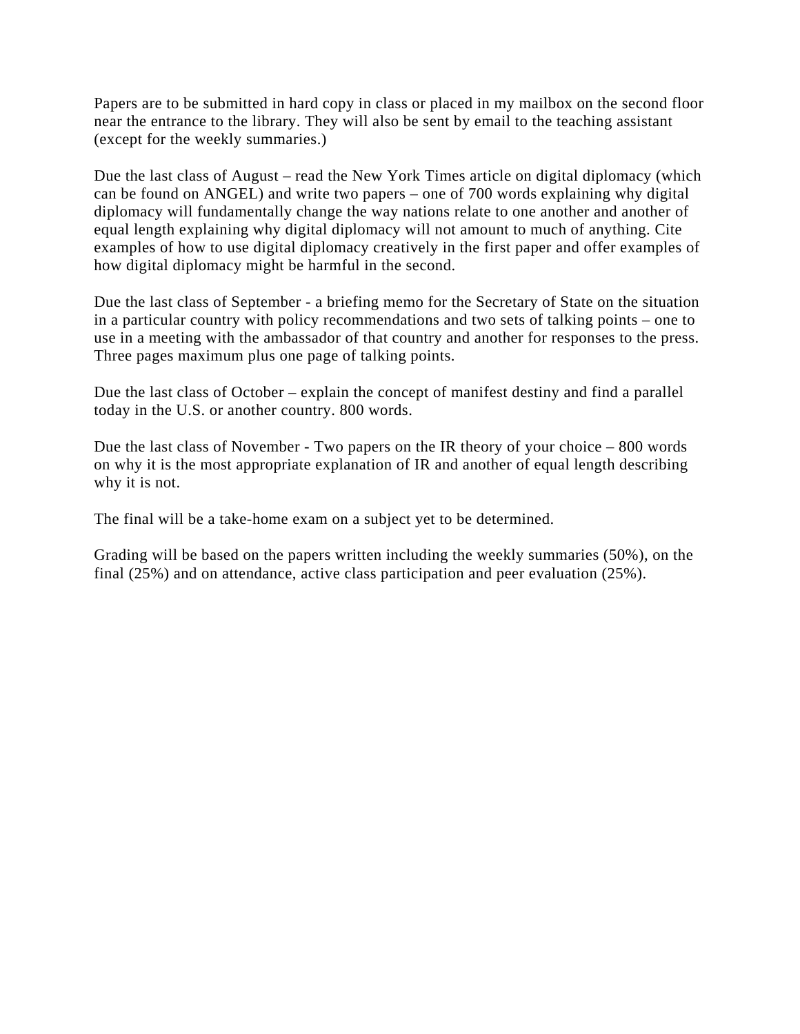Papers are to be submitted in hard copy in class or placed in my mailbox on the second floor near the entrance to the library. They will also be sent by email to the teaching assistant (except for the weekly summaries.)

Due the last class of August – read the New York Times article on digital diplomacy (which can be found on ANGEL) and write two papers – one of 700 words explaining why digital diplomacy will fundamentally change the way nations relate to one another and another of equal length explaining why digital diplomacy will not amount to much of anything. Cite examples of how to use digital diplomacy creatively in the first paper and offer examples of how digital diplomacy might be harmful in the second.

Due the last class of September - a briefing memo for the Secretary of State on the situation in a particular country with policy recommendations and two sets of talking points – one to use in a meeting with the ambassador of that country and another for responses to the press. Three pages maximum plus one page of talking points.

Due the last class of October – explain the concept of manifest destiny and find a parallel today in the U.S. or another country. 800 words.

Due the last class of November - Two papers on the IR theory of your choice – 800 words on why it is the most appropriate explanation of IR and another of equal length describing why it is not.

The final will be a take-home exam on a subject yet to be determined.

Grading will be based on the papers written including the weekly summaries (50%), on the final (25%) and on attendance, active class participation and peer evaluation (25%).